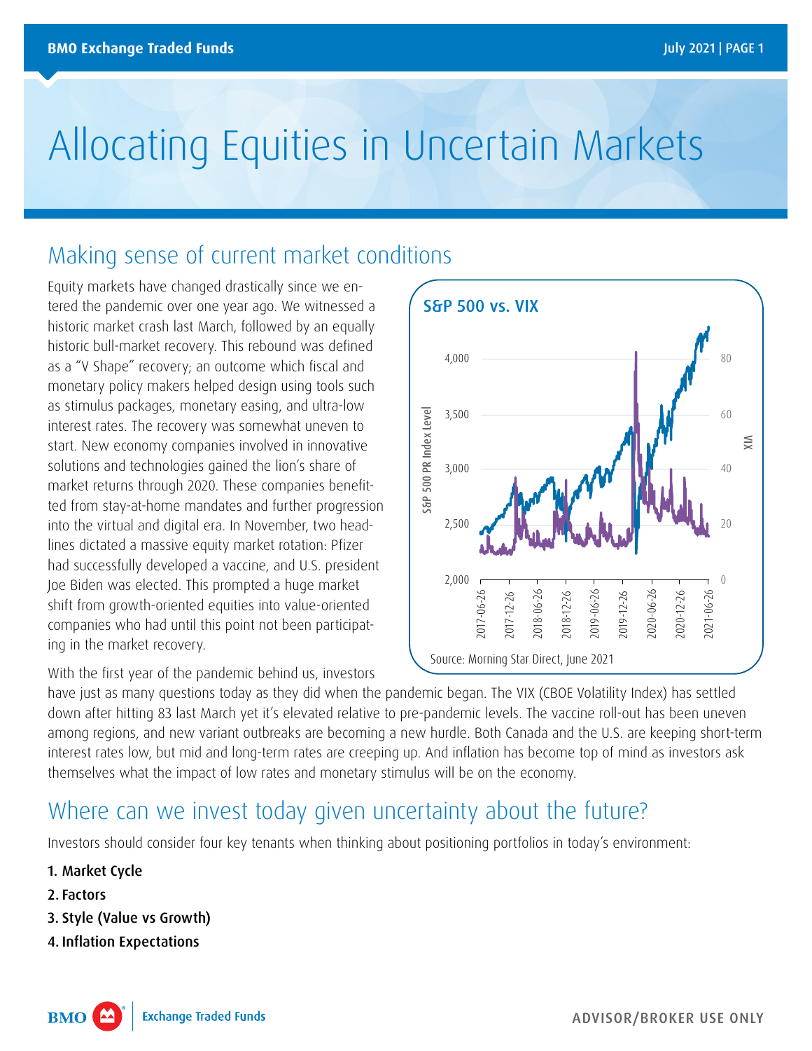# Allocating Equities in Uncertain Markets

## Making sense of current market conditions

Equity markets have changed drastically since we entered the pandemic over one year ago. We witnessed a historic market crash last March, followed by an equally historic bull-market recovery. This rebound was defined as a "V Shape" recovery; an outcome which fiscal and monetary policy makers helped design using tools such as stimulus packages, monetary easing, and ultra-low interest rates. The recovery was somewhat uneven to start. New economy companies involved in innovative solutions and technologies gained the lion's share of market returns through 2020. These companies benefitted from stay-at-home mandates and further progression into the virtual and digital era. In November, two headlines dictated a massive equity market rotation: Pfizer had successfully developed a vaccine, and U.S. president Joe Biden was elected. This prompted a huge market shift from growth-oriented equities into value-oriented companies who had until this point not been participating in the market recovery.

**S&P 500 vs. VIX**

Source: Morning Star Direct, June 2021

With the first year of the pandemic behind us, investors have just as many questions today as they did when the pandemic began. The VIX (CBOE Volatility Index) has settled down after hitting 83 last March yet it's elevated relative to pre-pandemic levels. The vaccine roll-out has been uneven among regions, and new variant outbreaks are becoming a new hurdle. Both Canada and the U.S. are keeping short-term interest rates low, but mid and long-term rates are creeping up. And inflation has become top of mind as investors ask themselves what the impact of low rates and monetary stimulus will be on the economy.

## Where can we invest today given uncertainty about the future?

Investors should consider four key tenants when thinking about positioning portfolios in today's environment:

1. **Market Cycle**
2. **Factors**
3. **Style (Value vs Growth)**
4. **Inflation Expectations**

ADVISOR/BROKER USE ONLY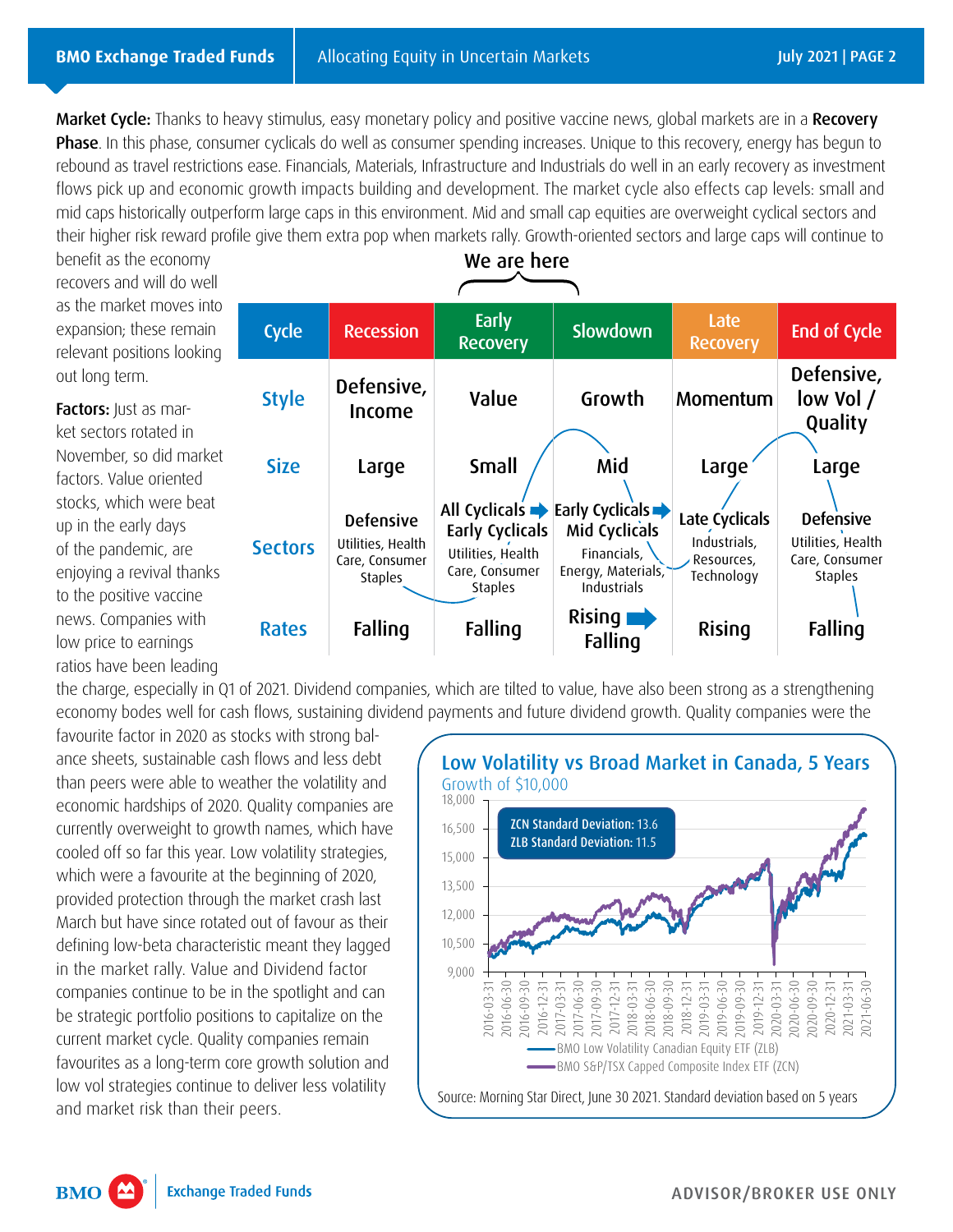**Market Cycle:** Thanks to heavy stimulus, easy monetary policy and positive vaccine news, global markets are in a **Recovery Phase**. In this phase, consumer cyclicals do well as consumer spending increases. Unique to this recovery, energy has begun to rebound as travel restrictions ease. Financials, Materials, Infrastructure and Industrials do well in an early recovery as investment flows pick up and economic growth impacts building and development. The market cycle also effects cap levels: small and mid caps historically outperform large caps in this environment. Mid and small cap equities are overweight cyclical sectors and their higher risk reward profile give them extra pop when markets rally. Growth-oriented sectors and large caps will continue to benefit as the economy recovers and will do well as the market moves into expansion; these remain relevant positions looking out long term.

We are here (Early Recovery)

| Cycle | Recession | Early Recovery | Slowdown | Late Recovery | End of Cycle |
|---|---|---|---|---|---|
| Style | Defensive, Income | Value | Growth | Momentum | Defensive, low Vol / Quality |
| Size | Large | Small | Mid | Large | Large |
| Sectors | Defensive<br>Utilities, Health Care, Consumer Staples | All Cyclicals ➡ Early Cyclicals<br>Utilities, Health Care, Consumer Staples | Early Cyclicals ➡ Mid Cyclicals<br>Financials, Energy, Materials, Industrials | Late Cyclicals<br>Industrials, Resources, Technology | Defensive<br>Utilities, Health Care, Consumer Staples |
| Rates | Falling | Falling | Rising ➡ Falling | Rising | Falling |

**Factors:** Just as market sectors rotated in November, so did market factors. Value oriented stocks, which were beat up in the early days of the pandemic, are enjoying a revival thanks to the positive vaccine news. Companies with low price to earnings ratios have been leading the charge, especially in Q1 of 2021. Dividend companies, which are tilted to value, have also been strong as a strengthening economy bodes well for cash flows, sustaining dividend payments and future dividend growth. Quality companies were the favourite factor in 2020 as stocks with strong balance sheets, sustainable cash flows and less debt than peers were able to weather the volatility and economic hardships of 2020. Quality companies are currently overweight to growth names, which have cooled off so far this year. Low volatility strategies, which were a favourite at the beginning of 2020, provided protection through the market crash last March but have since rotated out of favour as their defining low-beta characteristic meant they lagged in the market rally. Value and Dividend factor companies continue to be in the spotlight and can be strategic portfolio positions to capitalize on the current market cycle. Quality companies remain favourites as a long-term core growth solution and low vol strategies continue to deliver less volatility and market risk than their peers.

**Low Volatility vs Broad Market in Canada, 5 Years**

Growth of $10,000

ZCN Standard Deviation: 13.6
ZLB Standard Deviation: 11.5

BMO Low Volatility Canadian Equity ETF (ZLB)
BMO S&P/TSX Capped Composite Index ETF (ZCN)

Source: Morning Star Direct, June 30 2021. Standard deviation based on 5 years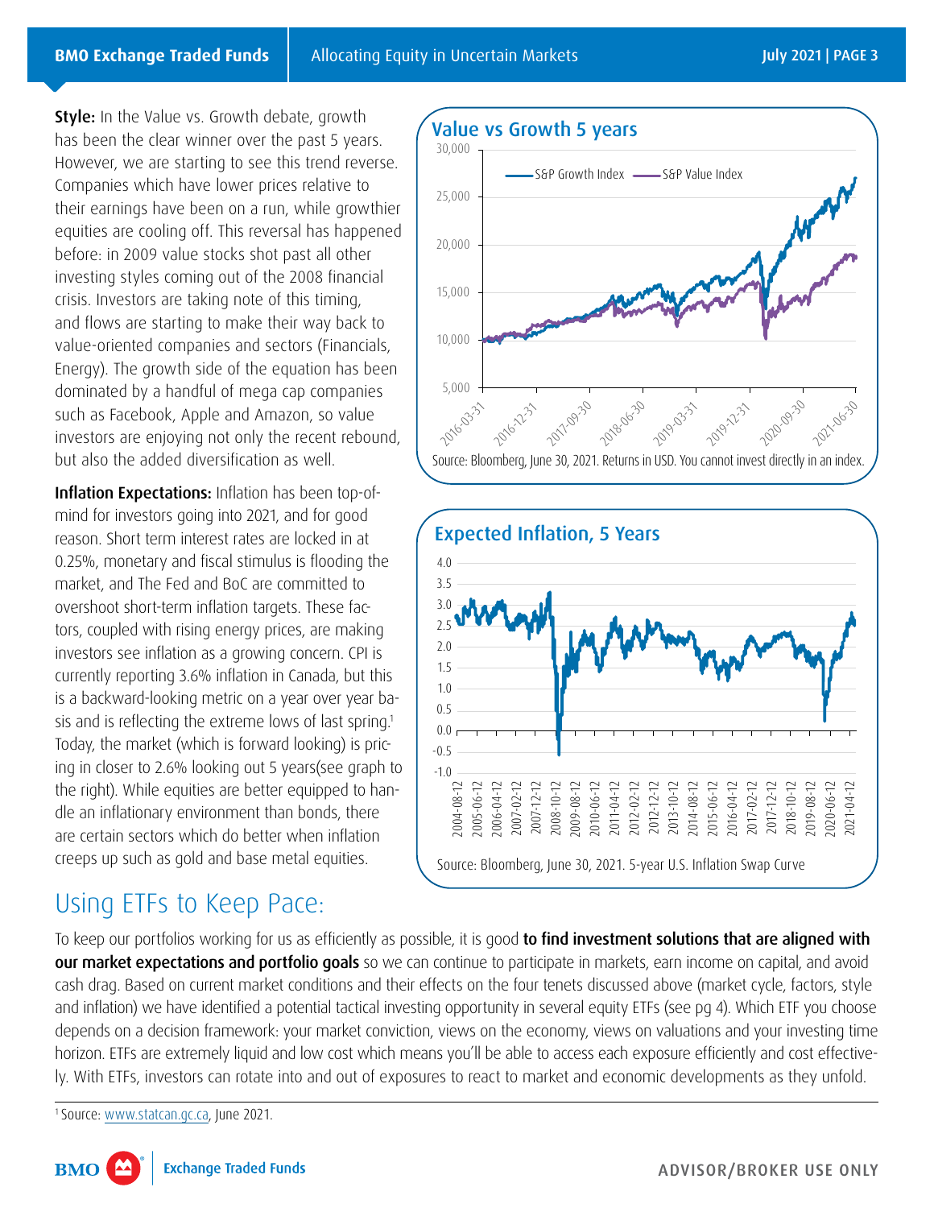**Style:** In the Value vs. Growth debate, growth has been the clear winner over the past 5 years. However, we are starting to see this trend reverse. Companies which have lower prices relative to their earnings have been on a run, while growthier equities are cooling off. This reversal has happened before: in 2009 value stocks shot past all other investing styles coming out of the 2008 financial crisis. Investors are taking note of this timing, and flows are starting to make their way back to value-oriented companies and sectors (Financials, Energy). The growth side of the equation has been dominated by a handful of mega cap companies such as Facebook, Apple and Amazon, so value investors are enjoying not only the recent rebound, but also the added diversification as well.

**Inflation Expectations:** Inflation has been top-of-mind for investors going into 2021, and for good reason. Short term interest rates are locked in at 0.25%, monetary and fiscal stimulus is flooding the market, and The Fed and BoC are committed to overshoot short-term inflation targets. These factors, coupled with rising energy prices, are making investors see inflation as a growing concern. CPI is currently reporting 3.6% inflation in Canada, but this is a backward-looking metric on a year over year basis and is reflecting the extreme lows of last spring.[1] Today, the market (which is forward looking) is pricing in closer to 2.6% looking out 5 years(see graph to the right). While equities are better equipped to handle an inflationary environment than bonds, there are certain sectors which do better when inflation creeps up such as gold and base metal equities.

**Value vs Growth 5 years**

Source: Bloomberg, June 30, 2021. Returns in USD. You cannot invest directly in an index.

**Expected Inflation, 5 Years**

Source: Bloomberg, June 30, 2021. 5-year U.S. Inflation Swap Curve

## Using ETFs to Keep Pace:

To keep our portfolios working for us as efficiently as possible, it is good **to find investment solutions that are aligned with our market expectations and portfolio goals** so we can continue to participate in markets, earn income on capital, and avoid cash drag. Based on current market conditions and their effects on the four tenets discussed above (market cycle, factors, style and inflation) we have identified a potential tactical investing opportunity in several equity ETFs (see pg 4). Which ETF you choose depends on a decision framework: your market conviction, views on the economy, views on valuations and your investing time horizon. ETFs are extremely liquid and low cost which means you'll be able to access each exposure efficiently and cost effectively. With ETFs, investors can rotate into and out of exposures to react to market and economic developments as they unfold.

[1] Source: www.statcan.gc.ca, June 2021.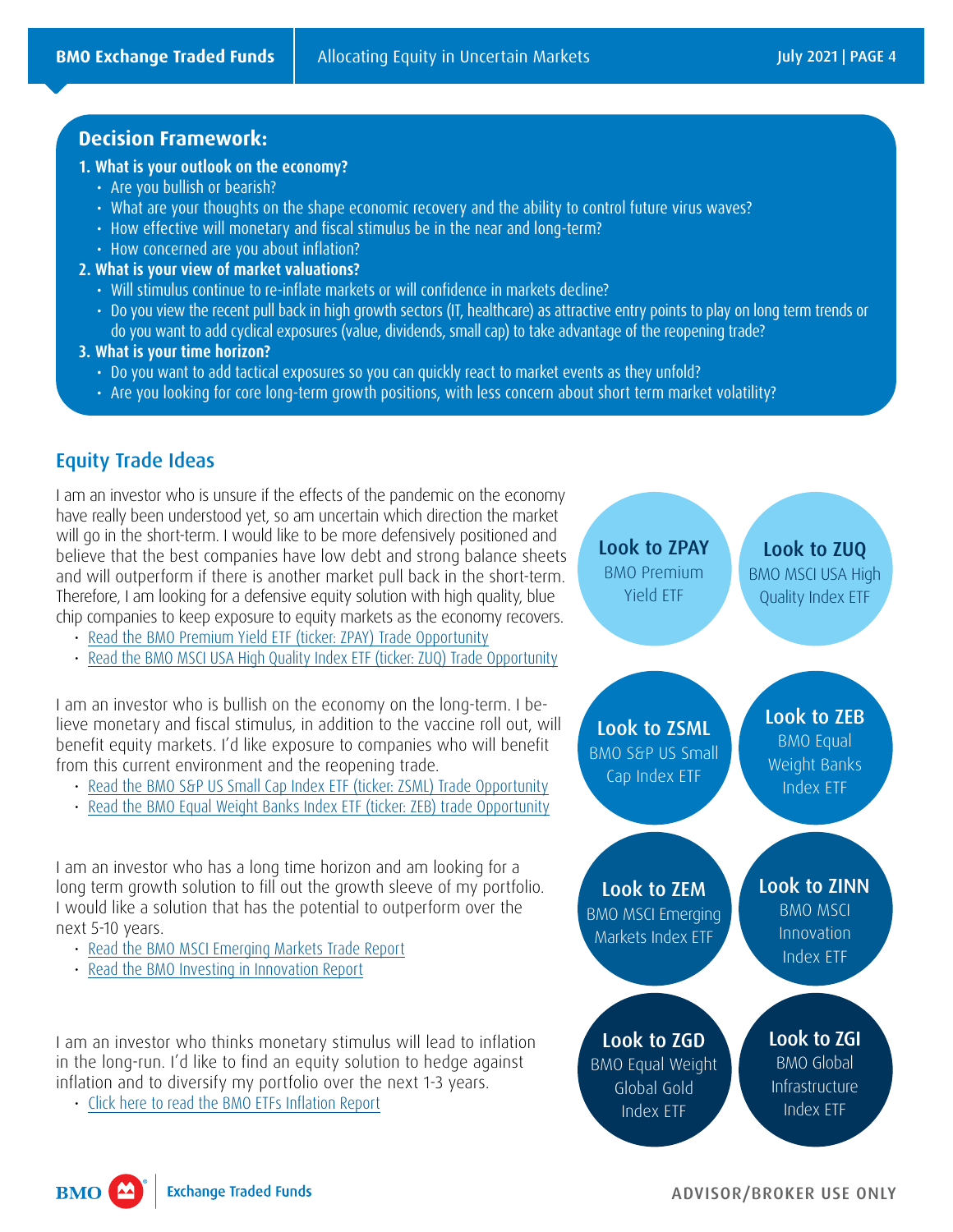## Decision Framework:

**1. What is your outlook on the economy?**

- Are you bullish or bearish?
- What are your thoughts on the shape economic recovery and the ability to control future virus waves?
- How effective will monetary and fiscal stimulus be in the near and long-term?
- How concerned are you about inflation?

**2. What is your view of market valuations?**

- Will stimulus continue to re-inflate markets or will confidence in markets decline?
- Do you view the recent pull back in high growth sectors (IT, healthcare) as attractive entry points to play on long term trends or do you want to add cyclical exposures (value, dividends, small cap) to take advantage of the reopening trade?

**3. What is your time horizon?**

- Do you want to add tactical exposures so you can quickly react to market events as they unfold?
- Are you looking for core long-term growth positions, with less concern about short term market volatility?

## Equity Trade Ideas

I am an investor who is unsure if the effects of the pandemic on the economy have really been understood yet, so am uncertain which direction the market will go in the short-term. I would like to be more defensively positioned and believe that the best companies have low debt and strong balance sheets and will outperform if there is another market pull back in the short-term. Therefore, I am looking for a defensive equity solution with high quality, blue chip companies to keep exposure to equity markets as the economy recovers.

- Read the BMO Premium Yield ETF (ticker: ZPAY) Trade Opportunity
- Read the BMO MSCI USA High Quality Index ETF (ticker: ZUQ) Trade Opportunity

**Look to ZPAY** BMO Premium Yield ETF

**Look to ZUQ** BMO MSCI USA High Quality Index ETF

I am an investor who is bullish on the economy on the long-term. I believe monetary and fiscal stimulus, in addition to the vaccine roll out, will benefit equity markets. I'd like exposure to companies who will benefit from this current environment and the reopening trade.

- Read the BMO S&P US Small Cap Index ETF (ticker: ZSML) Trade Opportunity
- Read the BMO Equal Weight Banks Index ETF (ticker: ZEB) trade Opportunity

**Look to ZSML** BMO S&P US Small Cap Index ETF

**Look to ZEB** BMO Equal Weight Banks Index ETF

I am an investor who has a long time horizon and am looking for a long term growth solution to fill out the growth sleeve of my portfolio. I would like a solution that has the potential to outperform over the next 5-10 years.

- Read the BMO MSCI Emerging Markets Trade Report
- Read the BMO Investing in Innovation Report

**Look to ZEM** BMO MSCI Emerging Markets Index ETF

**Look to ZINN** BMO MSCI Innovation Index ETF

I am an investor who thinks monetary stimulus will lead to inflation in the long-run. I'd like to find an equity solution to hedge against inflation and to diversify my portfolio over the next 1-3 years.

- Click here to read the BMO ETFs Inflation Report

**Look to ZGD** BMO Equal Weight Global Gold Index ETF

**Look to ZGI** BMO Global Infrastructure Index ETF

ADVISOR/BROKER USE ONLY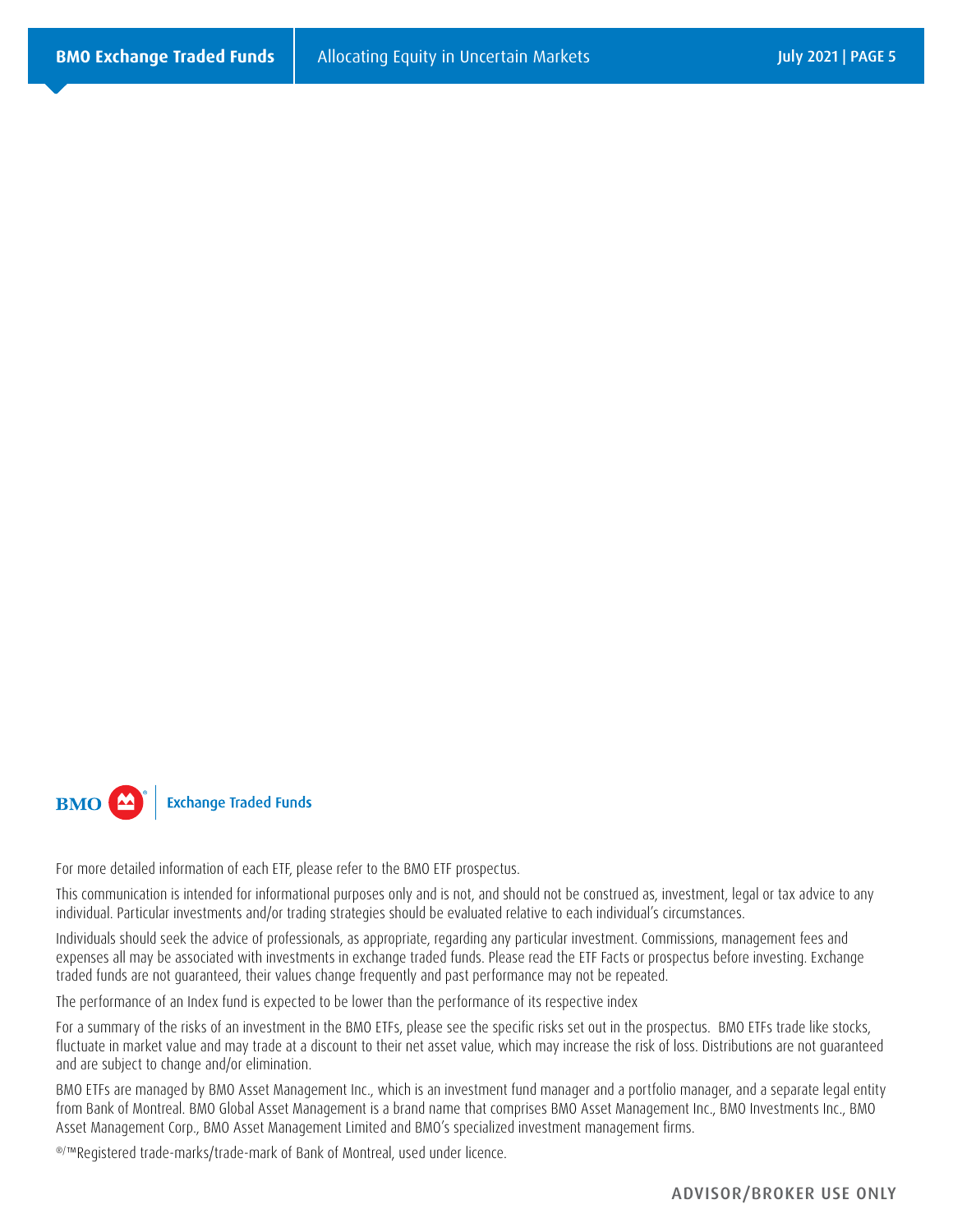BMO Exchange Traded Funds

For more detailed information of each ETF, please refer to the BMO ETF prospectus.

This communication is intended for informational purposes only and is not, and should not be construed as, investment, legal or tax advice to any individual. Particular investments and/or trading strategies should be evaluated relative to each individual's circumstances.

Individuals should seek the advice of professionals, as appropriate, regarding any particular investment. Commissions, management fees and expenses all may be associated with investments in exchange traded funds. Please read the ETF Facts or prospectus before investing. Exchange traded funds are not guaranteed, their values change frequently and past performance may not be repeated.

The performance of an Index fund is expected to be lower than the performance of its respective index

For a summary of the risks of an investment in the BMO ETFs, please see the specific risks set out in the prospectus. BMO ETFs trade like stocks, fluctuate in market value and may trade at a discount to their net asset value, which may increase the risk of loss. Distributions are not guaranteed and are subject to change and/or elimination.

BMO ETFs are managed by BMO Asset Management Inc., which is an investment fund manager and a portfolio manager, and a separate legal entity from Bank of Montreal. BMO Global Asset Management is a brand name that comprises BMO Asset Management Inc., BMO Investments Inc., BMO Asset Management Corp., BMO Asset Management Limited and BMO's specialized investment management firms.

®/™Registered trade-marks/trade-mark of Bank of Montreal, used under licence.

ADVISOR/BROKER USE ONLY